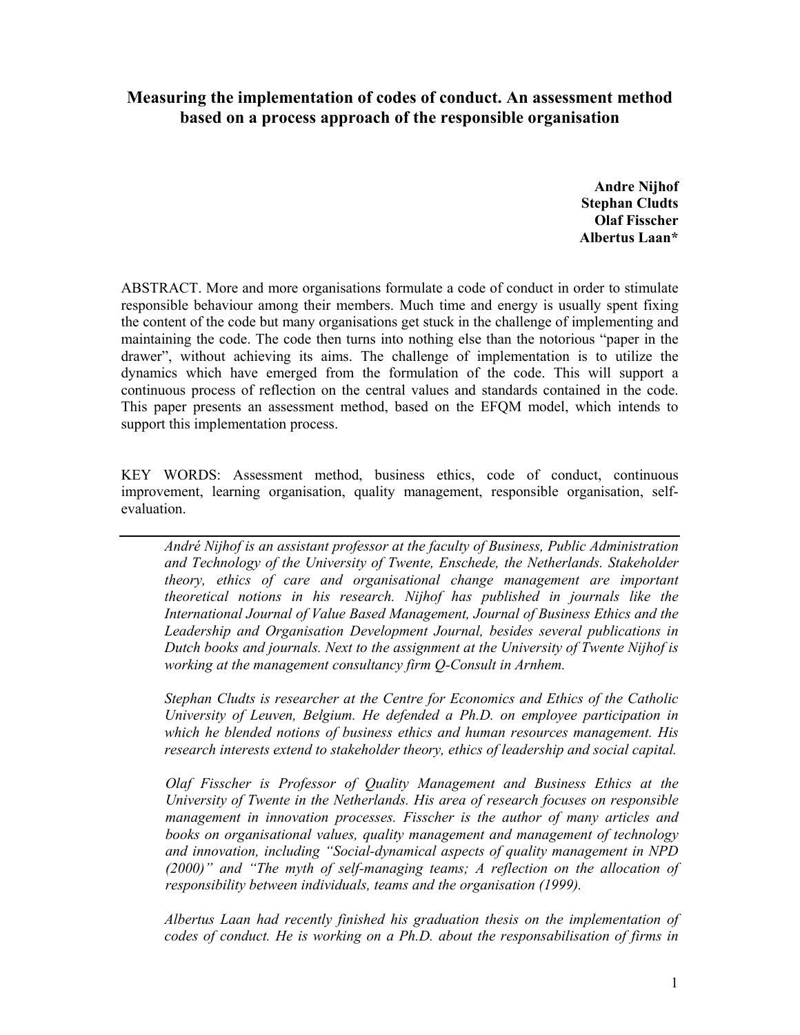# Measuring the implementation of codes of conduct. An assessment method based on a process approach of the responsible organisation

**Andre Nijhof**
**Stephan Cludts**
**Olaf Fisscher**
**Albertus Laan***

ABSTRACT. More and more organisations formulate a code of conduct in order to stimulate responsible behaviour among their members. Much time and energy is usually spent fixing the content of the code but many organisations get stuck in the challenge of implementing and maintaining the code. The code then turns into nothing else than the notorious "paper in the drawer", without achieving its aims. The challenge of implementation is to utilize the dynamics which have emerged from the formulation of the code. This will support a continuous process of reflection on the central values and standards contained in the code. This paper presents an assessment method, based on the EFQM model, which intends to support this implementation process.

KEY WORDS: Assessment method, business ethics, code of conduct, continuous improvement, learning organisation, quality management, responsible organisation, self-evaluation.

---

*André Nijhof is an assistant professor at the faculty of Business, Public Administration and Technology of the University of Twente, Enschede, the Netherlands. Stakeholder theory, ethics of care and organisational change management are important theoretical notions in his research. Nijhof has published in journals like the International Journal of Value Based Management, Journal of Business Ethics and the Leadership and Organisation Development Journal, besides several publications in Dutch books and journals. Next to the assignment at the University of Twente Nijhof is working at the management consultancy firm Q-Consult in Arnhem.*

*Stephan Cludts is researcher at the Centre for Economics and Ethics of the Catholic University of Leuven, Belgium. He defended a Ph.D. on employee participation in which he blended notions of business ethics and human resources management. His research interests extend to stakeholder theory, ethics of leadership and social capital.*

*Olaf Fisscher is Professor of Quality Management and Business Ethics at the University of Twente in the Netherlands. His area of research focuses on responsible management in innovation processes. Fisscher is the author of many articles and books on organisational values, quality management and management of technology and innovation, including "Social-dynamical aspects of quality management in NPD (2000)" and "The myth of self-managing teams; A reflection on the allocation of responsibility between individuals, teams and the organisation (1999).*

*Albertus Laan had recently finished his graduation thesis on the implementation of codes of conduct. He is working on a Ph.D. about the responsabilisation of firms in*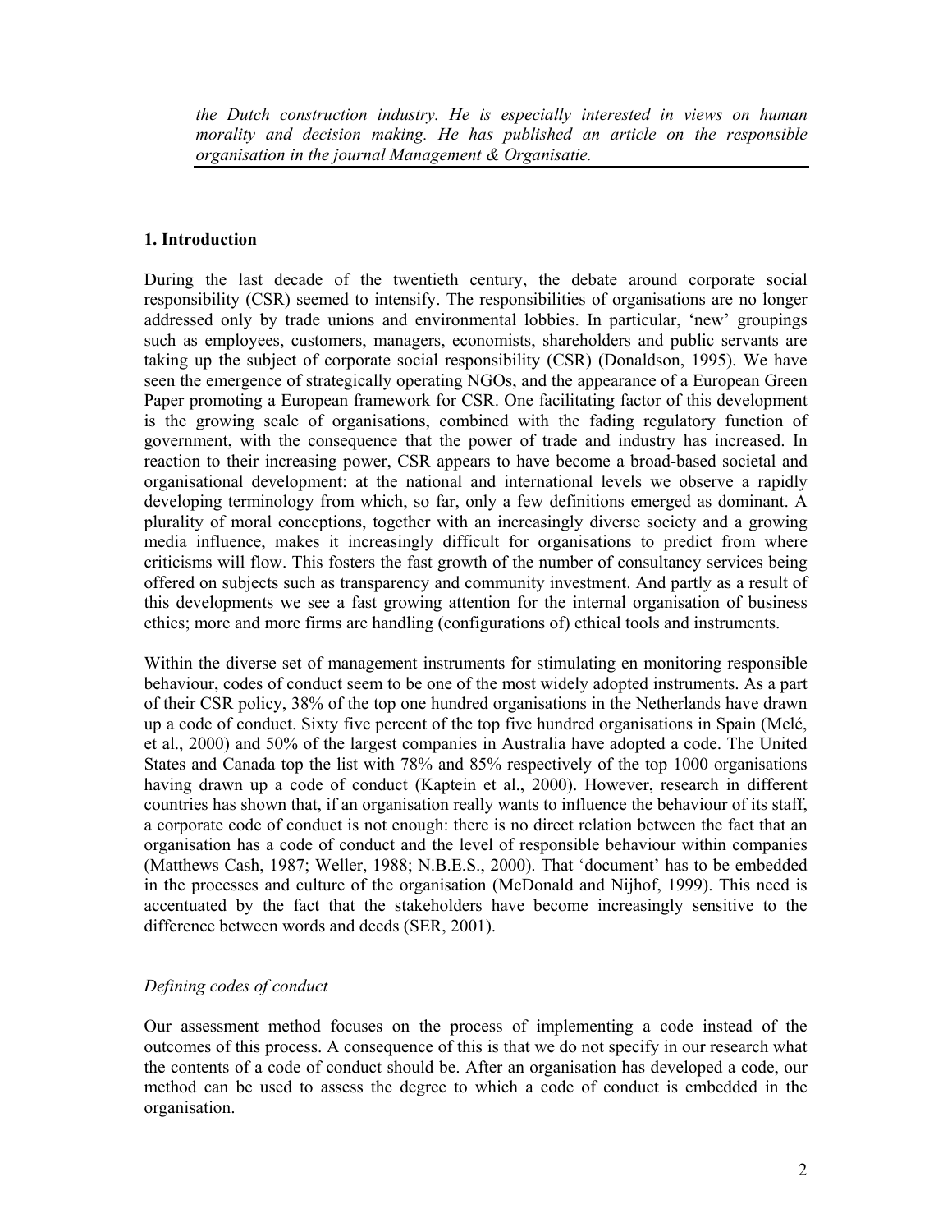*the Dutch construction industry. He is especially interested in views on human morality and decision making. He has published an article on the responsible organisation in the journal Management & Organisatie.*

## 1. Introduction

During the last decade of the twentieth century, the debate around corporate social responsibility (CSR) seemed to intensify. The responsibilities of organisations are no longer addressed only by trade unions and environmental lobbies. In particular, 'new' groupings such as employees, customers, managers, economists, shareholders and public servants are taking up the subject of corporate social responsibility (CSR) (Donaldson, 1995). We have seen the emergence of strategically operating NGOs, and the appearance of a European Green Paper promoting a European framework for CSR. One facilitating factor of this development is the growing scale of organisations, combined with the fading regulatory function of government, with the consequence that the power of trade and industry has increased. In reaction to their increasing power, CSR appears to have become a broad-based societal and organisational development: at the national and international levels we observe a rapidly developing terminology from which, so far, only a few definitions emerged as dominant. A plurality of moral conceptions, together with an increasingly diverse society and a growing media influence, makes it increasingly difficult for organisations to predict from where criticisms will flow. This fosters the fast growth of the number of consultancy services being offered on subjects such as transparency and community investment. And partly as a result of this developments we see a fast growing attention for the internal organisation of business ethics; more and more firms are handling (configurations of) ethical tools and instruments.

Within the diverse set of management instruments for stimulating en monitoring responsible behaviour, codes of conduct seem to be one of the most widely adopted instruments. As a part of their CSR policy, 38% of the top one hundred organisations in the Netherlands have drawn up a code of conduct. Sixty five percent of the top five hundred organisations in Spain (Melé, et al., 2000) and 50% of the largest companies in Australia have adopted a code. The United States and Canada top the list with 78% and 85% respectively of the top 1000 organisations having drawn up a code of conduct (Kaptein et al., 2000). However, research in different countries has shown that, if an organisation really wants to influence the behaviour of its staff, a corporate code of conduct is not enough: there is no direct relation between the fact that an organisation has a code of conduct and the level of responsible behaviour within companies (Matthews Cash, 1987; Weller, 1988; N.B.E.S., 2000). That 'document' has to be embedded in the processes and culture of the organisation (McDonald and Nijhof, 1999). This need is accentuated by the fact that the stakeholders have become increasingly sensitive to the difference between words and deeds (SER, 2001).

### *Defining codes of conduct*

Our assessment method focuses on the process of implementing a code instead of the outcomes of this process. A consequence of this is that we do not specify in our research what the contents of a code of conduct should be. After an organisation has developed a code, our method can be used to assess the degree to which a code of conduct is embedded in the organisation.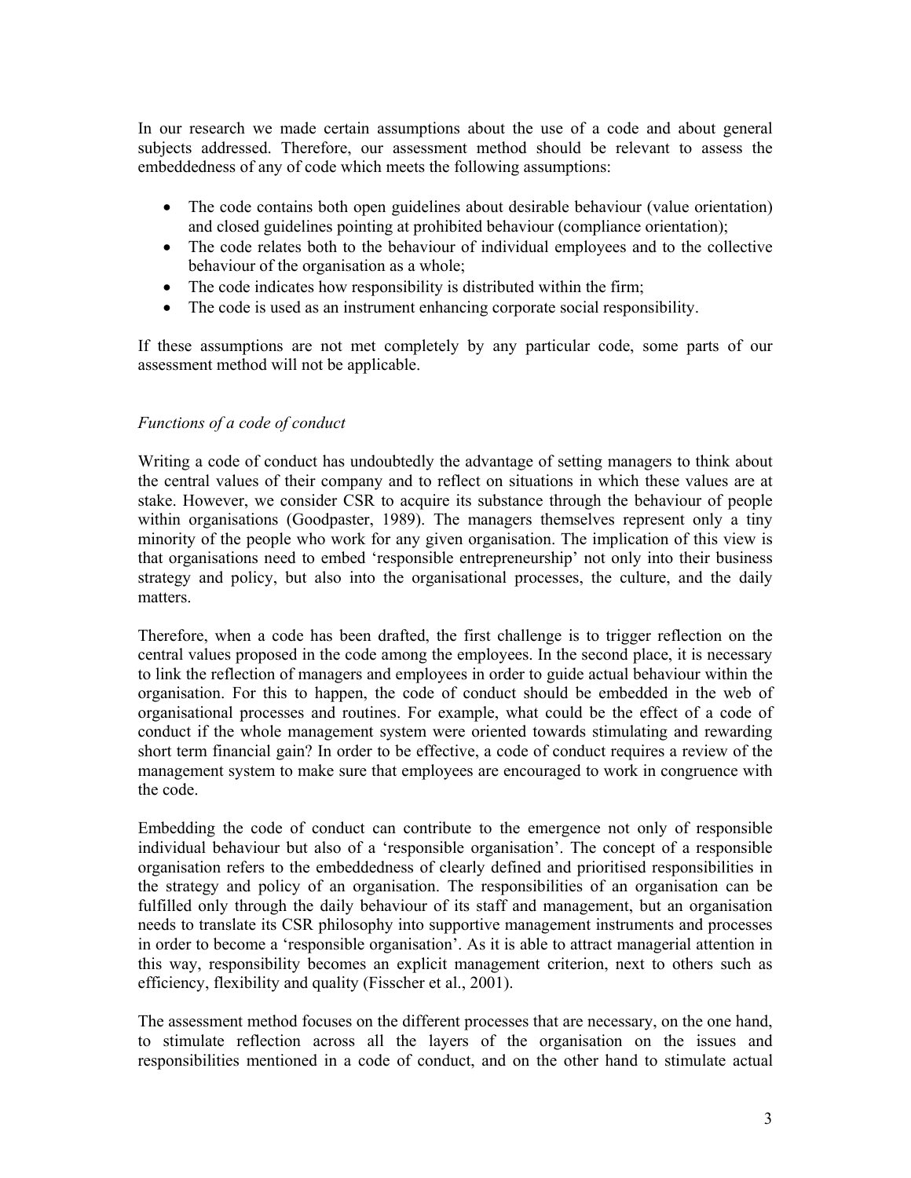In our research we made certain assumptions about the use of a code and about general subjects addressed. Therefore, our assessment method should be relevant to assess the embeddedness of any of code which meets the following assumptions:

- The code contains both open guidelines about desirable behaviour (value orientation) and closed guidelines pointing at prohibited behaviour (compliance orientation);
- The code relates both to the behaviour of individual employees and to the collective behaviour of the organisation as a whole;
- The code indicates how responsibility is distributed within the firm;
- The code is used as an instrument enhancing corporate social responsibility.

If these assumptions are not met completely by any particular code, some parts of our assessment method will not be applicable.

*Functions of a code of conduct*

Writing a code of conduct has undoubtedly the advantage of setting managers to think about the central values of their company and to reflect on situations in which these values are at stake. However, we consider CSR to acquire its substance through the behaviour of people within organisations (Goodpaster, 1989). The managers themselves represent only a tiny minority of the people who work for any given organisation. The implication of this view is that organisations need to embed 'responsible entrepreneurship' not only into their business strategy and policy, but also into the organisational processes, the culture, and the daily matters.

Therefore, when a code has been drafted, the first challenge is to trigger reflection on the central values proposed in the code among the employees. In the second place, it is necessary to link the reflection of managers and employees in order to guide actual behaviour within the organisation. For this to happen, the code of conduct should be embedded in the web of organisational processes and routines. For example, what could be the effect of a code of conduct if the whole management system were oriented towards stimulating and rewarding short term financial gain? In order to be effective, a code of conduct requires a review of the management system to make sure that employees are encouraged to work in congruence with the code.

Embedding the code of conduct can contribute to the emergence not only of responsible individual behaviour but also of a 'responsible organisation'. The concept of a responsible organisation refers to the embeddedness of clearly defined and prioritised responsibilities in the strategy and policy of an organisation. The responsibilities of an organisation can be fulfilled only through the daily behaviour of its staff and management, but an organisation needs to translate its CSR philosophy into supportive management instruments and processes in order to become a 'responsible organisation'. As it is able to attract managerial attention in this way, responsibility becomes an explicit management criterion, next to others such as efficiency, flexibility and quality (Fisscher et al., 2001).

The assessment method focuses on the different processes that are necessary, on the one hand, to stimulate reflection across all the layers of the organisation on the issues and responsibilities mentioned in a code of conduct, and on the other hand to stimulate actual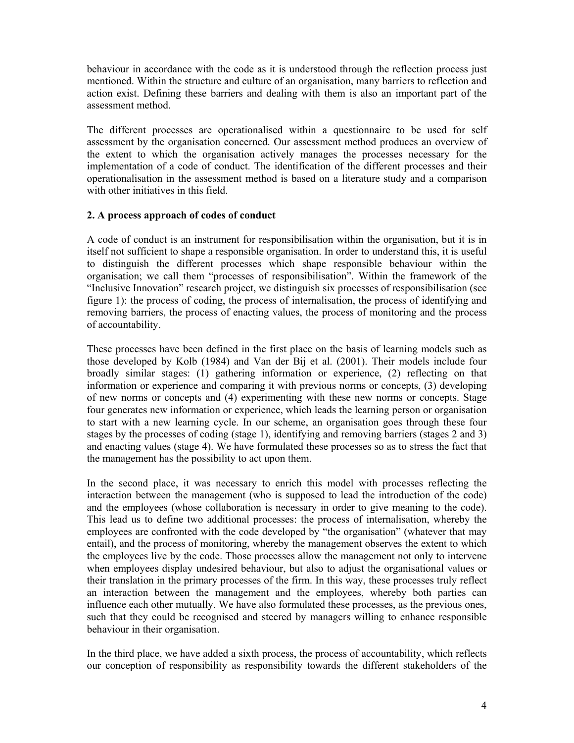behaviour in accordance with the code as it is understood through the reflection process just mentioned. Within the structure and culture of an organisation, many barriers to reflection and action exist. Defining these barriers and dealing with them is also an important part of the assessment method.

The different processes are operationalised within a questionnaire to be used for self assessment by the organisation concerned. Our assessment method produces an overview of the extent to which the organisation actively manages the processes necessary for the implementation of a code of conduct. The identification of the different processes and their operationalisation in the assessment method is based on a literature study and a comparison with other initiatives in this field.

## 2. A process approach of codes of conduct

A code of conduct is an instrument for responsibilisation within the organisation, but it is in itself not sufficient to shape a responsible organisation. In order to understand this, it is useful to distinguish the different processes which shape responsible behaviour within the organisation; we call them "processes of responsibilisation". Within the framework of the "Inclusive Innovation" research project, we distinguish six processes of responsibilisation (see figure 1): the process of coding, the process of internalisation, the process of identifying and removing barriers, the process of enacting values, the process of monitoring and the process of accountability.

These processes have been defined in the first place on the basis of learning models such as those developed by Kolb (1984) and Van der Bij et al. (2001). Their models include four broadly similar stages: (1) gathering information or experience, (2) reflecting on that information or experience and comparing it with previous norms or concepts, (3) developing of new norms or concepts and (4) experimenting with these new norms or concepts. Stage four generates new information or experience, which leads the learning person or organisation to start with a new learning cycle. In our scheme, an organisation goes through these four stages by the processes of coding (stage 1), identifying and removing barriers (stages 2 and 3) and enacting values (stage 4). We have formulated these processes so as to stress the fact that the management has the possibility to act upon them.

In the second place, it was necessary to enrich this model with processes reflecting the interaction between the management (who is supposed to lead the introduction of the code) and the employees (whose collaboration is necessary in order to give meaning to the code). This lead us to define two additional processes: the process of internalisation, whereby the employees are confronted with the code developed by "the organisation" (whatever that may entail), and the process of monitoring, whereby the management observes the extent to which the employees live by the code. Those processes allow the management not only to intervene when employees display undesired behaviour, but also to adjust the organisational values or their translation in the primary processes of the firm. In this way, these processes truly reflect an interaction between the management and the employees, whereby both parties can influence each other mutually. We have also formulated these processes, as the previous ones, such that they could be recognised and steered by managers willing to enhance responsible behaviour in their organisation.

In the third place, we have added a sixth process, the process of accountability, which reflects our conception of responsibility as responsibility towards the different stakeholders of the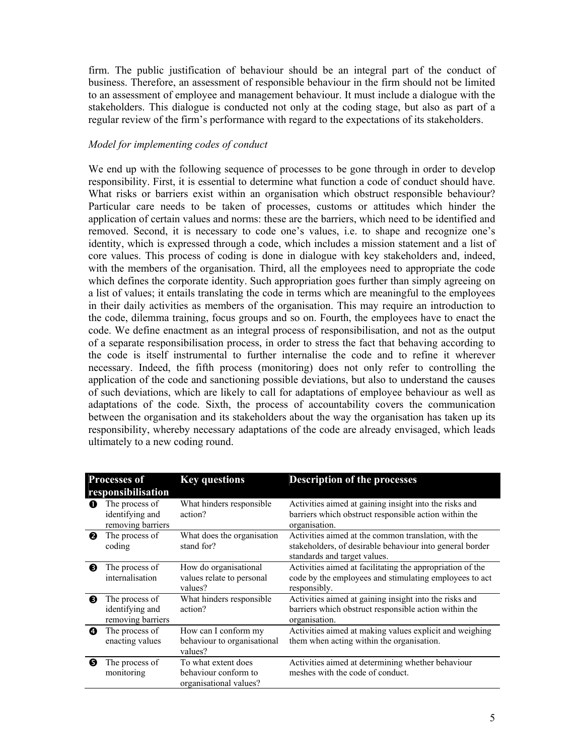firm. The public justification of behaviour should be an integral part of the conduct of business. Therefore, an assessment of responsible behaviour in the firm should not be limited to an assessment of employee and management behaviour. It must include a dialogue with the stakeholders. This dialogue is conducted not only at the coding stage, but also as part of a regular review of the firm's performance with regard to the expectations of its stakeholders.

*Model for implementing codes of conduct*

We end up with the following sequence of processes to be gone through in order to develop responsibility. First, it is essential to determine what function a code of conduct should have. What risks or barriers exist within an organisation which obstruct responsible behaviour? Particular care needs to be taken of processes, customs or attitudes which hinder the application of certain values and norms: these are the barriers, which need to be identified and removed. Second, it is necessary to code one's values, i.e. to shape and recognize one's identity, which is expressed through a code, which includes a mission statement and a list of core values. This process of coding is done in dialogue with key stakeholders and, indeed, with the members of the organisation. Third, all the employees need to appropriate the code which defines the corporate identity. Such appropriation goes further than simply agreeing on a list of values; it entails translating the code in terms which are meaningful to the employees in their daily activities as members of the organisation. This may require an introduction to the code, dilemma training, focus groups and so on. Fourth, the employees have to enact the code. We define enactment as an integral process of responsibilisation, and not as the output of a separate responsibilisation process, in order to stress the fact that behaving according to the code is itself instrumental to further internalise the code and to refine it wherever necessary. Indeed, the fifth process (monitoring) does not only refer to controlling the application of the code and sanctioning possible deviations, but also to understand the causes of such deviations, which are likely to call for adaptations of employee behaviour as well as adaptations of the code. Sixth, the process of accountability covers the communication between the organisation and its stakeholders about the way the organisation has taken up its responsibility, whereby necessary adaptations of the code are already envisaged, which leads ultimately to a new coding round.

| | Processes of responsibilisation | Key questions | Description of the processes |
|---|---|---|---|
| ❶ | The process of identifying and removing barriers | What hinders responsible action? | Activities aimed at gaining insight into the risks and barriers which obstruct responsible action within the organisation. |
| ❷ | The process of coding | What does the organisation stand for? | Activities aimed at the common translation, with the stakeholders, of desirable behaviour into general border standards and target values. |
| ❸ | The process of internalisation | How do organisational values relate to personal values? | Activities aimed at facilitating the appropriation of the code by the employees and stimulating employees to act responsibly. |
| ❸ | The process of identifying and removing barriers | What hinders responsible action? | Activities aimed at gaining insight into the risks and barriers which obstruct responsible action within the organisation. |
| ❹ | The process of enacting values | How can I conform my behaviour to organisational values? | Activities aimed at making values explicit and weighing them when acting within the organisation. |
| ❺ | The process of monitoring | To what extent does behaviour conform to organisational values? | Activities aimed at determining whether behaviour meshes with the code of conduct. |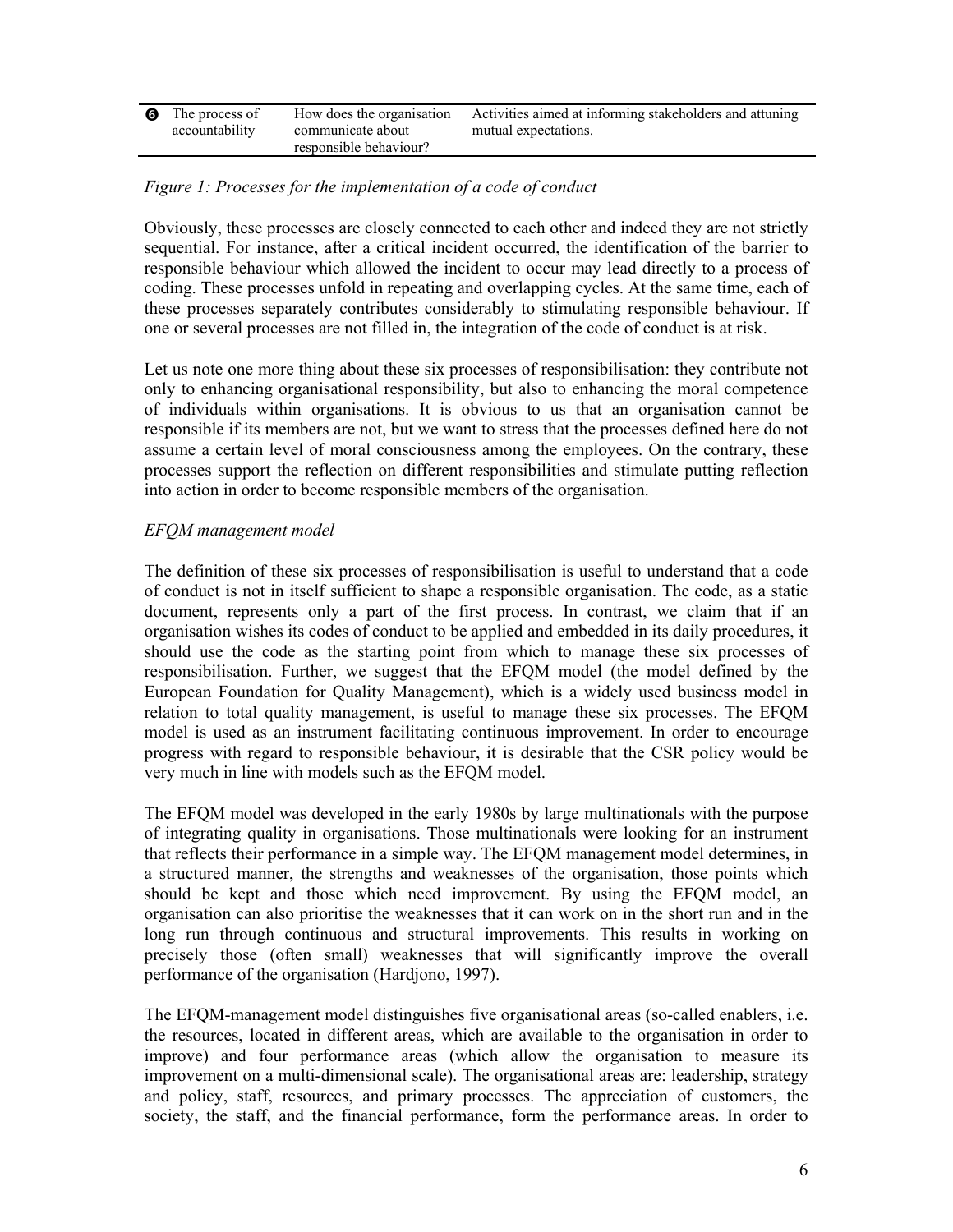| ❻ | The process of accountability | How does the organisation communicate about responsible behaviour? | Activities aimed at informing stakeholders and attuning mutual expectations. |
|---|---|---|---|

*Figure 1: Processes for the implementation of a code of conduct*

Obviously, these processes are closely connected to each other and indeed they are not strictly sequential. For instance, after a critical incident occurred, the identification of the barrier to responsible behaviour which allowed the incident to occur may lead directly to a process of coding. These processes unfold in repeating and overlapping cycles. At the same time, each of these processes separately contributes considerably to stimulating responsible behaviour. If one or several processes are not filled in, the integration of the code of conduct is at risk.

Let us note one more thing about these six processes of responsibilisation: they contribute not only to enhancing organisational responsibility, but also to enhancing the moral competence of individuals within organisations. It is obvious to us that an organisation cannot be responsible if its members are not, but we want to stress that the processes defined here do not assume a certain level of moral consciousness among the employees. On the contrary, these processes support the reflection on different responsibilities and stimulate putting reflection into action in order to become responsible members of the organisation.

*EFQM management model*

The definition of these six processes of responsibilisation is useful to understand that a code of conduct is not in itself sufficient to shape a responsible organisation. The code, as a static document, represents only a part of the first process. In contrast, we claim that if an organisation wishes its codes of conduct to be applied and embedded in its daily procedures, it should use the code as the starting point from which to manage these six processes of responsibilisation. Further, we suggest that the EFQM model (the model defined by the European Foundation for Quality Management), which is a widely used business model in relation to total quality management, is useful to manage these six processes. The EFQM model is used as an instrument facilitating continuous improvement. In order to encourage progress with regard to responsible behaviour, it is desirable that the CSR policy would be very much in line with models such as the EFQM model.

The EFQM model was developed in the early 1980s by large multinationals with the purpose of integrating quality in organisations. Those multinationals were looking for an instrument that reflects their performance in a simple way. The EFQM management model determines, in a structured manner, the strengths and weaknesses of the organisation, those points which should be kept and those which need improvement. By using the EFQM model, an organisation can also prioritise the weaknesses that it can work on in the short run and in the long run through continuous and structural improvements. This results in working on precisely those (often small) weaknesses that will significantly improve the overall performance of the organisation (Hardjono, 1997).

The EFQM-management model distinguishes five organisational areas (so-called enablers, i.e. the resources, located in different areas, which are available to the organisation in order to improve) and four performance areas (which allow the organisation to measure its improvement on a multi-dimensional scale). The organisational areas are: leadership, strategy and policy, staff, resources, and primary processes. The appreciation of customers, the society, the staff, and the financial performance, form the performance areas. In order to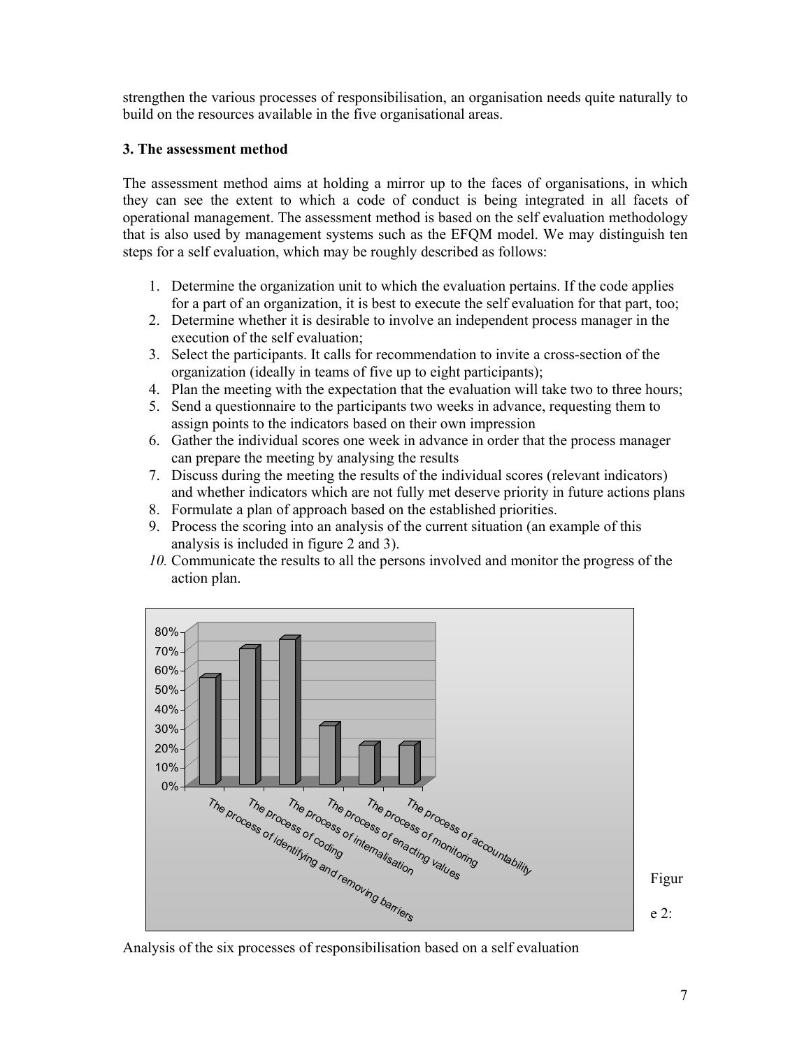strengthen the various processes of responsibilisation, an organisation needs quite naturally to build on the resources available in the five organisational areas.

**3. The assessment method**

The assessment method aims at holding a mirror up to the faces of organisations, in which they can see the extent to which a code of conduct is being integrated in all facets of operational management. The assessment method is based on the self evaluation methodology that is also used by management systems such as the EFQM model. We may distinguish ten steps for a self evaluation, which may be roughly described as follows:

1. Determine the organization unit to which the evaluation pertains. If the code applies for a part of an organization, it is best to execute the self evaluation for that part, too;
2. Determine whether it is desirable to involve an independent process manager in the execution of the self evaluation;
3. Select the participants. It calls for recommendation to invite a cross-section of the organization (ideally in teams of five up to eight participants);
4. Plan the meeting with the expectation that the evaluation will take two to three hours;
5. Send a questionnaire to the participants two weeks in advance, requesting them to assign points to the indicators based on their own impression
6. Gather the individual scores one week in advance in order that the process manager can prepare the meeting by analysing the results
7. Discuss during the meeting the results of the individual scores (relevant indicators) and whether indicators which are not fully met deserve priority in future actions plans
8. Formulate a plan of approach based on the established priorities.
9. Process the scoring into an analysis of the current situation (an example of this analysis is included in figure 2 and 3).
10. *Communicate the results to all the persons involved and monitor the progress of the action plan.*

| Process | Score |
|---|---|
| The process of identifying and removing barriers | 55% |
| The process of coding | 70% |
| The process of internalisation | 75% |
| The process of enacting values | 30% |
| The process of monitoring | 20% |
| The process of accountability | 20% |

Figure 2: Analysis of the six processes of responsibilisation based on a self evaluation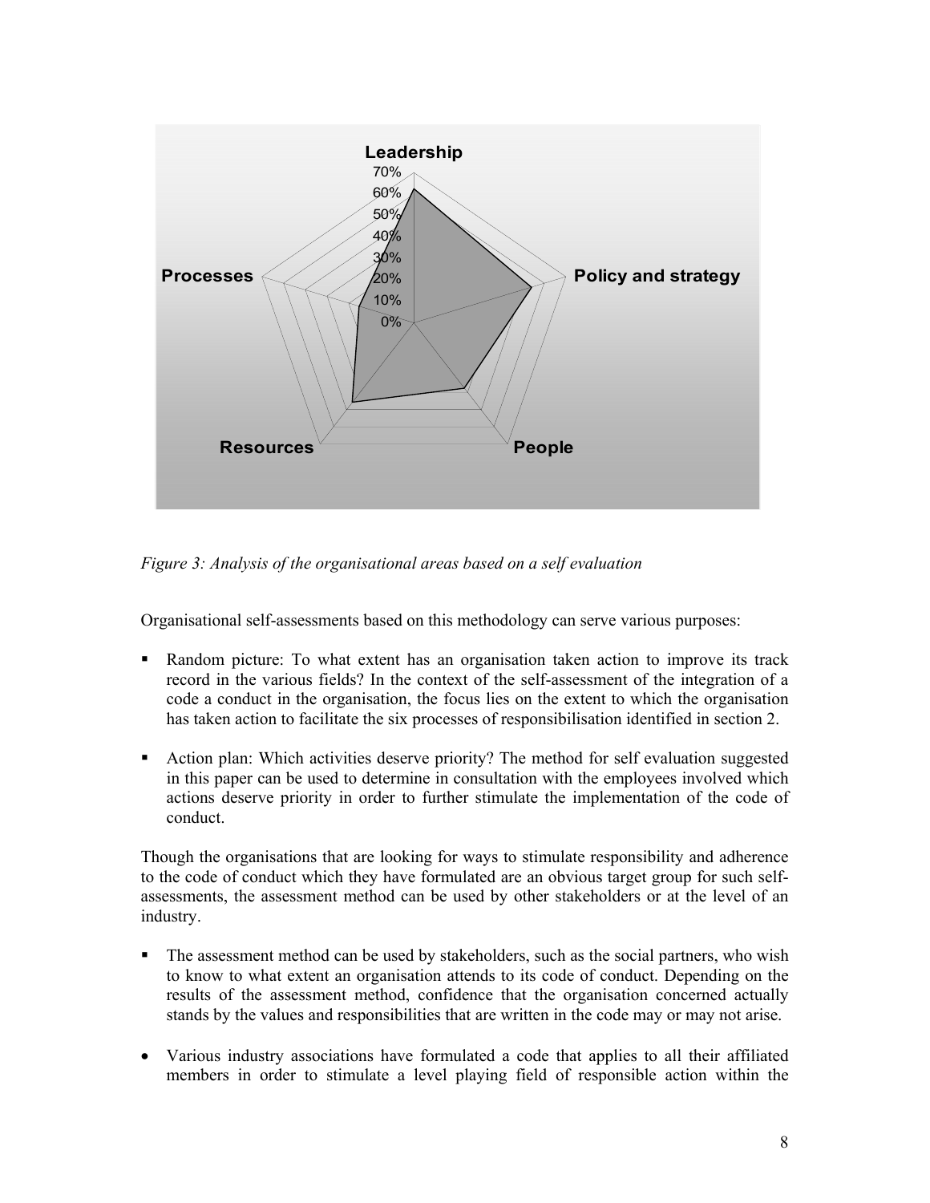*Figure 3: Analysis of the organisational areas based on a self evaluation*

Organisational self-assessments based on this methodology can serve various purposes:

- Random picture: To what extent has an organisation taken action to improve its track record in the various fields? In the context of the self-assessment of the integration of a code a conduct in the organisation, the focus lies on the extent to which the organisation has taken action to facilitate the six processes of responsibilisation identified in section 2.
- Action plan: Which activities deserve priority? The method for self evaluation suggested in this paper can be used to determine in consultation with the employees involved which actions deserve priority in order to further stimulate the implementation of the code of conduct.

Though the organisations that are looking for ways to stimulate responsibility and adherence to the code of conduct which they have formulated are an obvious target group for such self-assessments, the assessment method can be used by other stakeholders or at the level of an industry.

- The assessment method can be used by stakeholders, such as the social partners, who wish to know to what extent an organisation attends to its code of conduct. Depending on the results of the assessment method, confidence that the organisation concerned actually stands by the values and responsibilities that are written in the code may or may not arise.
- Various industry associations have formulated a code that applies to all their affiliated members in order to stimulate a level playing field of responsible action within the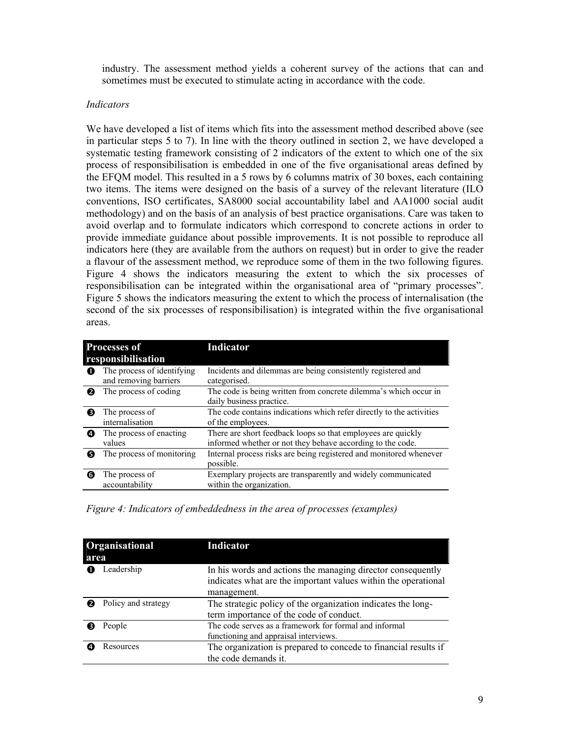industry. The assessment method yields a coherent survey of the actions that can and sometimes must be executed to stimulate acting in accordance with the code.

*Indicators*

We have developed a list of items which fits into the assessment method described above (see in particular steps 5 to 7). In line with the theory outlined in section 2, we have developed a systematic testing framework consisting of 2 indicators of the extent to which one of the six process of responsibilisation is embedded in one of the five organisational areas defined by the EFQM model. This resulted in a 5 rows by 6 columns matrix of 30 boxes, each containing two items. The items were designed on the basis of a survey of the relevant literature (ILO conventions, ISO certificates, SA8000 social accountability label and AA1000 social audit methodology) and on the basis of an analysis of best practice organisations. Care was taken to avoid overlap and to formulate indicators which correspond to concrete actions in order to provide immediate guidance about possible improvements. It is not possible to reproduce all indicators here (they are available from the authors on request) but in order to give the reader a flavour of the assessment method, we reproduce some of them in the two following figures. Figure 4 shows the indicators measuring the extent to which the six processes of responsibilisation can be integrated within the organisational area of "primary processes". Figure 5 shows the indicators measuring the extent to which the process of internalisation (the second of the six processes of responsibilisation) is integrated within the five organisational areas.

| | Processes of responsibilisation | Indicator |
|---|---|---|
| ❶ | The process of identifying and removing barriers | Incidents and dilemmas are being consistently registered and categorised. |
| ❷ | The process of coding | The code is being written from concrete dilemma's which occur in daily business practice. |
| ❸ | The process of internalisation | The code contains indications which refer directly to the activities of the employees. |
| ❹ | The process of enacting values | There are short feedback loops so that employees are quickly informed whether or not they behave according to the code. |
| ❺ | The process of monitoring | Internal process risks are being registered and monitored whenever possible. |
| ❻ | The process of accountability | Exemplary projects are transparently and widely communicated within the organization. |

*Figure 4: Indicators of embeddedness in the area of processes (examples)*

| | Organisational area | Indicator |
|---|---|---|
| ❶ | Leadership | In his words and actions the managing director consequently indicates what are the important values within the operational management. |
| ❷ | Policy and strategy | The strategic policy of the organization indicates the long-term importance of the code of conduct. |
| ❸ | People | The code serves as a framework for formal and informal functioning and appraisal interviews. |
| ❹ | Resources | The organization is prepared to concede to financial results if the code demands it. |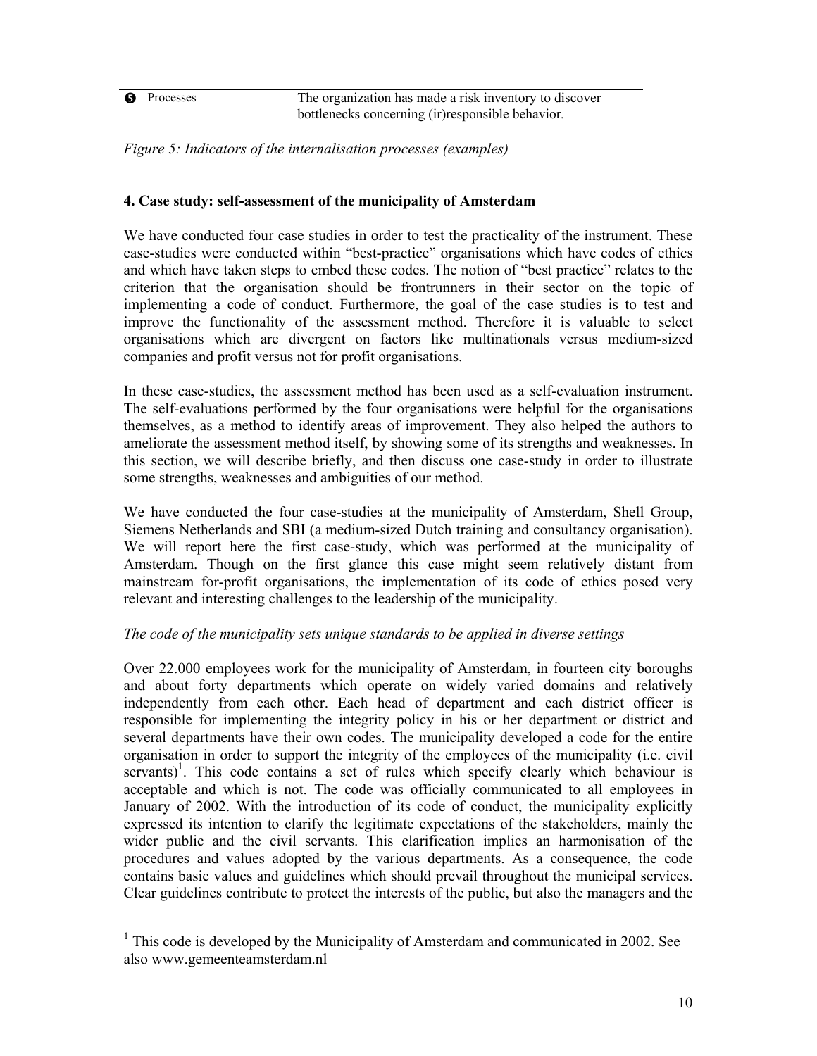| ❺ Processes | The organization has made a risk inventory to discover bottlenecks concerning (ir)responsible behavior. |
|---|---|

*Figure 5: Indicators of the internalisation processes (examples)*

## 4. Case study: self-assessment of the municipality of Amsterdam

We have conducted four case studies in order to test the practicality of the instrument. These case-studies were conducted within "best-practice" organisations which have codes of ethics and which have taken steps to embed these codes. The notion of "best practice" relates to the criterion that the organisation should be frontrunners in their sector on the topic of implementing a code of conduct. Furthermore, the goal of the case studies is to test and improve the functionality of the assessment method. Therefore it is valuable to select organisations which are divergent on factors like multinationals versus medium-sized companies and profit versus not for profit organisations.

In these case-studies, the assessment method has been used as a self-evaluation instrument. The self-evaluations performed by the four organisations were helpful for the organisations themselves, as a method to identify areas of improvement. They also helped the authors to ameliorate the assessment method itself, by showing some of its strengths and weaknesses. In this section, we will describe briefly, and then discuss one case-study in order to illustrate some strengths, weaknesses and ambiguities of our method.

We have conducted the four case-studies at the municipality of Amsterdam, Shell Group, Siemens Netherlands and SBI (a medium-sized Dutch training and consultancy organisation). We will report here the first case-study, which was performed at the municipality of Amsterdam. Though on the first glance this case might seem relatively distant from mainstream for-profit organisations, the implementation of its code of ethics posed very relevant and interesting challenges to the leadership of the municipality.

*The code of the municipality sets unique standards to be applied in diverse settings*

Over 22.000 employees work for the municipality of Amsterdam, in fourteen city boroughs and about forty departments which operate on widely varied domains and relatively independently from each other. Each head of department and each district officer is responsible for implementing the integrity policy in his or her department or district and several departments have their own codes. The municipality developed a code for the entire organisation in order to support the integrity of the employees of the municipality (i.e. civil servants)[1]. This code contains a set of rules which specify clearly which behaviour is acceptable and which is not. The code was officially communicated to all employees in January of 2002. With the introduction of its code of conduct, the municipality explicitly expressed its intention to clarify the legitimate expectations of the stakeholders, mainly the wider public and the civil servants. This clarification implies an harmonisation of the procedures and values adopted by the various departments. As a consequence, the code contains basic values and guidelines which should prevail throughout the municipal services. Clear guidelines contribute to protect the interests of the public, but also the managers and the

[1] This code is developed by the Municipality of Amsterdam and communicated in 2002. See also www.gemeenteamsterdam.nl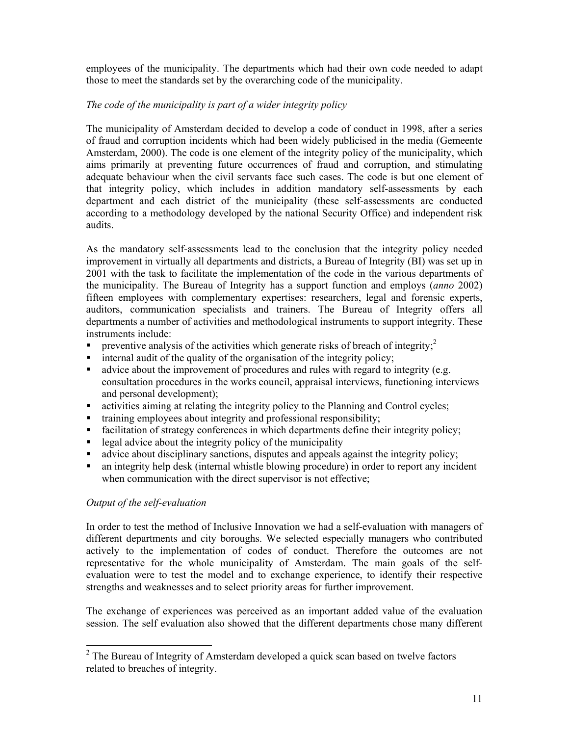employees of the municipality. The departments which had their own code needed to adapt those to meet the standards set by the overarching code of the municipality.

*The code of the municipality is part of a wider integrity policy*

The municipality of Amsterdam decided to develop a code of conduct in 1998, after a series of fraud and corruption incidents which had been widely publicised in the media (Gemeente Amsterdam, 2000). The code is one element of the integrity policy of the municipality, which aims primarily at preventing future occurrences of fraud and corruption, and stimulating adequate behaviour when the civil servants face such cases. The code is but one element of that integrity policy, which includes in addition mandatory self-assessments by each department and each district of the municipality (these self-assessments are conducted according to a methodology developed by the national Security Office) and independent risk audits.

As the mandatory self-assessments lead to the conclusion that the integrity policy needed improvement in virtually all departments and districts, a Bureau of Integrity (BI) was set up in 2001 with the task to facilitate the implementation of the code in the various departments of the municipality. The Bureau of Integrity has a support function and employs (*anno* 2002) fifteen employees with complementary expertises: researchers, legal and forensic experts, auditors, communication specialists and trainers. The Bureau of Integrity offers all departments a number of activities and methodological instruments to support integrity. These instruments include:

- preventive analysis of the activities which generate risks of breach of integrity;[2]
- internal audit of the quality of the organisation of the integrity policy;
- advice about the improvement of procedures and rules with regard to integrity (e.g. consultation procedures in the works council, appraisal interviews, functioning interviews and personal development);
- activities aiming at relating the integrity policy to the Planning and Control cycles;
- training employees about integrity and professional responsibility;
- facilitation of strategy conferences in which departments define their integrity policy;
- legal advice about the integrity policy of the municipality
- advice about disciplinary sanctions, disputes and appeals against the integrity policy;
- an integrity help desk (internal whistle blowing procedure) in order to report any incident when communication with the direct supervisor is not effective;

*Output of the self-evaluation*

In order to test the method of Inclusive Innovation we had a self-evaluation with managers of different departments and city boroughs. We selected especially managers who contributed actively to the implementation of codes of conduct. Therefore the outcomes are not representative for the whole municipality of Amsterdam. The main goals of the self-evaluation were to test the model and to exchange experience, to identify their respective strengths and weaknesses and to select priority areas for further improvement.

The exchange of experiences was perceived as an important added value of the evaluation session. The self evaluation also showed that the different departments chose many different

[2] The Bureau of Integrity of Amsterdam developed a quick scan based on twelve factors related to breaches of integrity.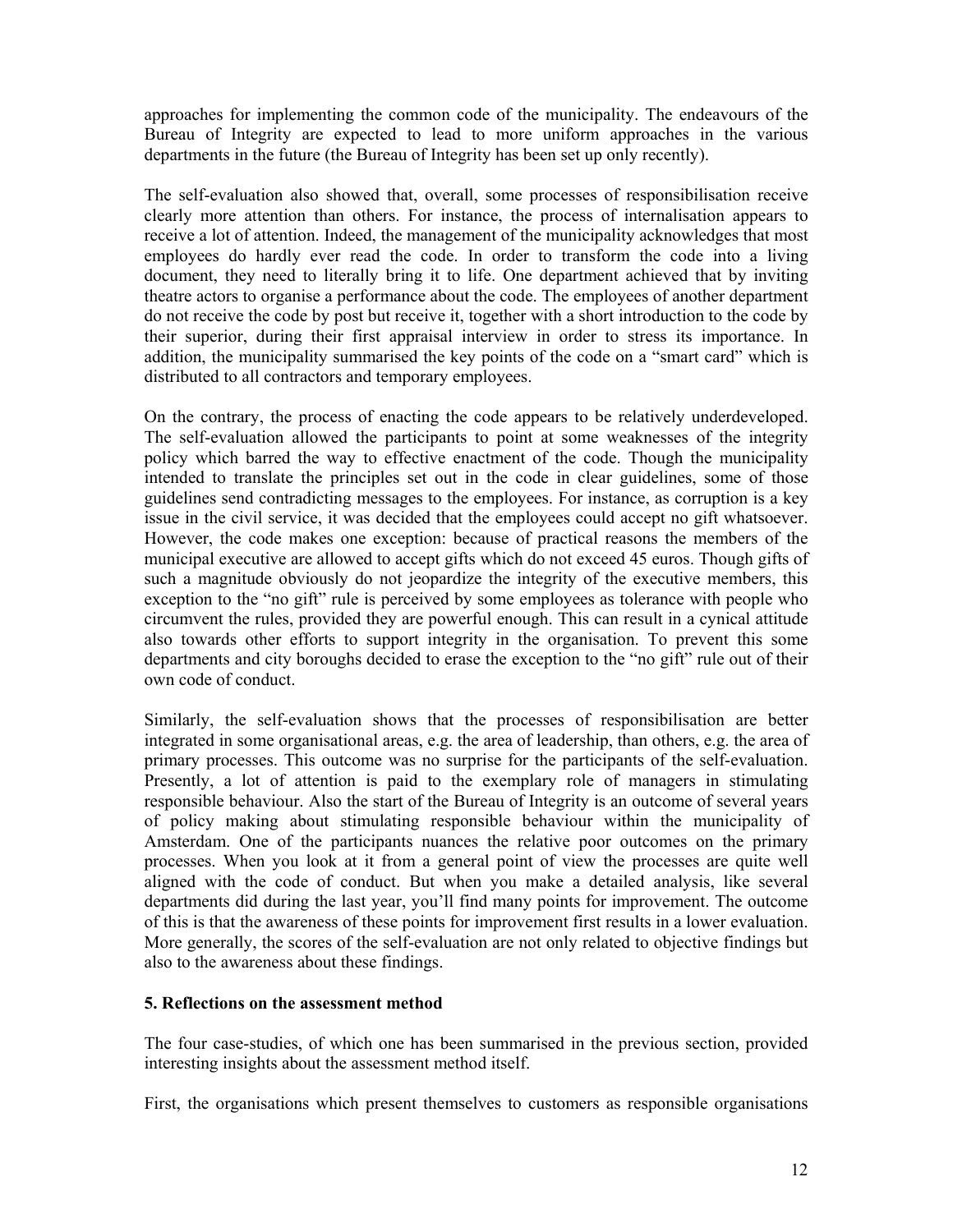approaches for implementing the common code of the municipality. The endeavours of the Bureau of Integrity are expected to lead to more uniform approaches in the various departments in the future (the Bureau of Integrity has been set up only recently).

The self-evaluation also showed that, overall, some processes of responsibilisation receive clearly more attention than others. For instance, the process of internalisation appears to receive a lot of attention. Indeed, the management of the municipality acknowledges that most employees do hardly ever read the code. In order to transform the code into a living document, they need to literally bring it to life. One department achieved that by inviting theatre actors to organise a performance about the code. The employees of another department do not receive the code by post but receive it, together with a short introduction to the code by their superior, during their first appraisal interview in order to stress its importance. In addition, the municipality summarised the key points of the code on a "smart card" which is distributed to all contractors and temporary employees.

On the contrary, the process of enacting the code appears to be relatively underdeveloped. The self-evaluation allowed the participants to point at some weaknesses of the integrity policy which barred the way to effective enactment of the code. Though the municipality intended to translate the principles set out in the code in clear guidelines, some of those guidelines send contradicting messages to the employees. For instance, as corruption is a key issue in the civil service, it was decided that the employees could accept no gift whatsoever. However, the code makes one exception: because of practical reasons the members of the municipal executive are allowed to accept gifts which do not exceed 45 euros. Though gifts of such a magnitude obviously do not jeopardize the integrity of the executive members, this exception to the "no gift" rule is perceived by some employees as tolerance with people who circumvent the rules, provided they are powerful enough. This can result in a cynical attitude also towards other efforts to support integrity in the organisation. To prevent this some departments and city boroughs decided to erase the exception to the "no gift" rule out of their own code of conduct.

Similarly, the self-evaluation shows that the processes of responsibilisation are better integrated in some organisational areas, e.g. the area of leadership, than others, e.g. the area of primary processes. This outcome was no surprise for the participants of the self-evaluation. Presently, a lot of attention is paid to the exemplary role of managers in stimulating responsible behaviour. Also the start of the Bureau of Integrity is an outcome of several years of policy making about stimulating responsible behaviour within the municipality of Amsterdam. One of the participants nuances the relative poor outcomes on the primary processes. When you look at it from a general point of view the processes are quite well aligned with the code of conduct. But when you make a detailed analysis, like several departments did during the last year, you'll find many points for improvement. The outcome of this is that the awareness of these points for improvement first results in a lower evaluation. More generally, the scores of the self-evaluation are not only related to objective findings but also to the awareness about these findings.

**5. Reflections on the assessment method**

The four case-studies, of which one has been summarised in the previous section, provided interesting insights about the assessment method itself.

First, the organisations which present themselves to customers as responsible organisations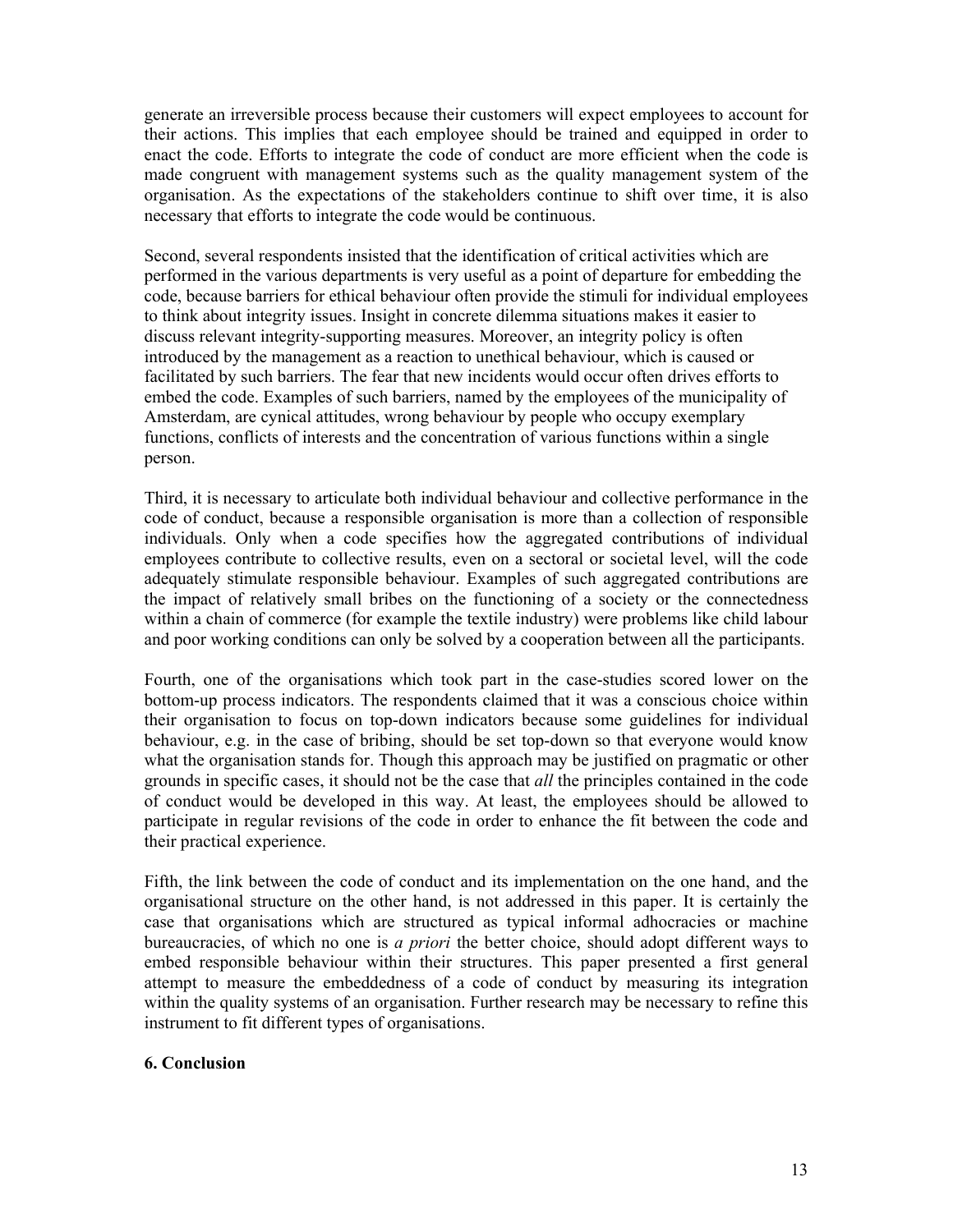generate an irreversible process because their customers will expect employees to account for their actions. This implies that each employee should be trained and equipped in order to enact the code. Efforts to integrate the code of conduct are more efficient when the code is made congruent with management systems such as the quality management system of the organisation. As the expectations of the stakeholders continue to shift over time, it is also necessary that efforts to integrate the code would be continuous.

Second, several respondents insisted that the identification of critical activities which are performed in the various departments is very useful as a point of departure for embedding the code, because barriers for ethical behaviour often provide the stimuli for individual employees to think about integrity issues. Insight in concrete dilemma situations makes it easier to discuss relevant integrity-supporting measures. Moreover, an integrity policy is often introduced by the management as a reaction to unethical behaviour, which is caused or facilitated by such barriers. The fear that new incidents would occur often drives efforts to embed the code. Examples of such barriers, named by the employees of the municipality of Amsterdam, are cynical attitudes, wrong behaviour by people who occupy exemplary functions, conflicts of interests and the concentration of various functions within a single person.

Third, it is necessary to articulate both individual behaviour and collective performance in the code of conduct, because a responsible organisation is more than a collection of responsible individuals. Only when a code specifies how the aggregated contributions of individual employees contribute to collective results, even on a sectoral or societal level, will the code adequately stimulate responsible behaviour. Examples of such aggregated contributions are the impact of relatively small bribes on the functioning of a society or the connectedness within a chain of commerce (for example the textile industry) were problems like child labour and poor working conditions can only be solved by a cooperation between all the participants.

Fourth, one of the organisations which took part in the case-studies scored lower on the bottom-up process indicators. The respondents claimed that it was a conscious choice within their organisation to focus on top-down indicators because some guidelines for individual behaviour, e.g. in the case of bribing, should be set top-down so that everyone would know what the organisation stands for. Though this approach may be justified on pragmatic or other grounds in specific cases, it should not be the case that *all* the principles contained in the code of conduct would be developed in this way. At least, the employees should be allowed to participate in regular revisions of the code in order to enhance the fit between the code and their practical experience.

Fifth, the link between the code of conduct and its implementation on the one hand, and the organisational structure on the other hand, is not addressed in this paper. It is certainly the case that organisations which are structured as typical informal adhocracies or machine bureaucracies, of which no one is *a priori* the better choice, should adopt different ways to embed responsible behaviour within their structures. This paper presented a first general attempt to measure the embeddedness of a code of conduct by measuring its integration within the quality systems of an organisation. Further research may be necessary to refine this instrument to fit different types of organisations.

## 6. Conclusion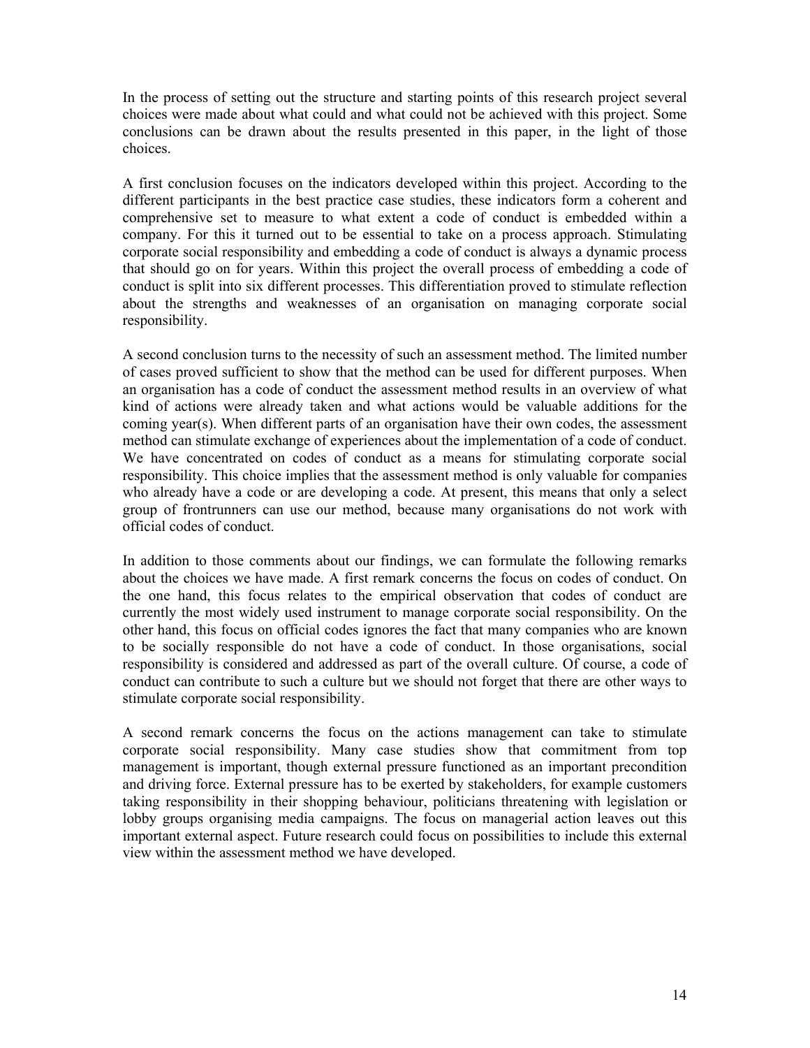In the process of setting out the structure and starting points of this research project several choices were made about what could and what could not be achieved with this project. Some conclusions can be drawn about the results presented in this paper, in the light of those choices.

A first conclusion focuses on the indicators developed within this project. According to the different participants in the best practice case studies, these indicators form a coherent and comprehensive set to measure to what extent a code of conduct is embedded within a company. For this it turned out to be essential to take on a process approach. Stimulating corporate social responsibility and embedding a code of conduct is always a dynamic process that should go on for years. Within this project the overall process of embedding a code of conduct is split into six different processes. This differentiation proved to stimulate reflection about the strengths and weaknesses of an organisation on managing corporate social responsibility.

A second conclusion turns to the necessity of such an assessment method. The limited number of cases proved sufficient to show that the method can be used for different purposes. When an organisation has a code of conduct the assessment method results in an overview of what kind of actions were already taken and what actions would be valuable additions for the coming year(s). When different parts of an organisation have their own codes, the assessment method can stimulate exchange of experiences about the implementation of a code of conduct. We have concentrated on codes of conduct as a means for stimulating corporate social responsibility. This choice implies that the assessment method is only valuable for companies who already have a code or are developing a code. At present, this means that only a select group of frontrunners can use our method, because many organisations do not work with official codes of conduct.

In addition to those comments about our findings, we can formulate the following remarks about the choices we have made. A first remark concerns the focus on codes of conduct. On the one hand, this focus relates to the empirical observation that codes of conduct are currently the most widely used instrument to manage corporate social responsibility. On the other hand, this focus on official codes ignores the fact that many companies who are known to be socially responsible do not have a code of conduct. In those organisations, social responsibility is considered and addressed as part of the overall culture. Of course, a code of conduct can contribute to such a culture but we should not forget that there are other ways to stimulate corporate social responsibility.

A second remark concerns the focus on the actions management can take to stimulate corporate social responsibility. Many case studies show that commitment from top management is important, though external pressure functioned as an important precondition and driving force. External pressure has to be exerted by stakeholders, for example customers taking responsibility in their shopping behaviour, politicians threatening with legislation or lobby groups organising media campaigns. The focus on managerial action leaves out this important external aspect. Future research could focus on possibilities to include this external view within the assessment method we have developed.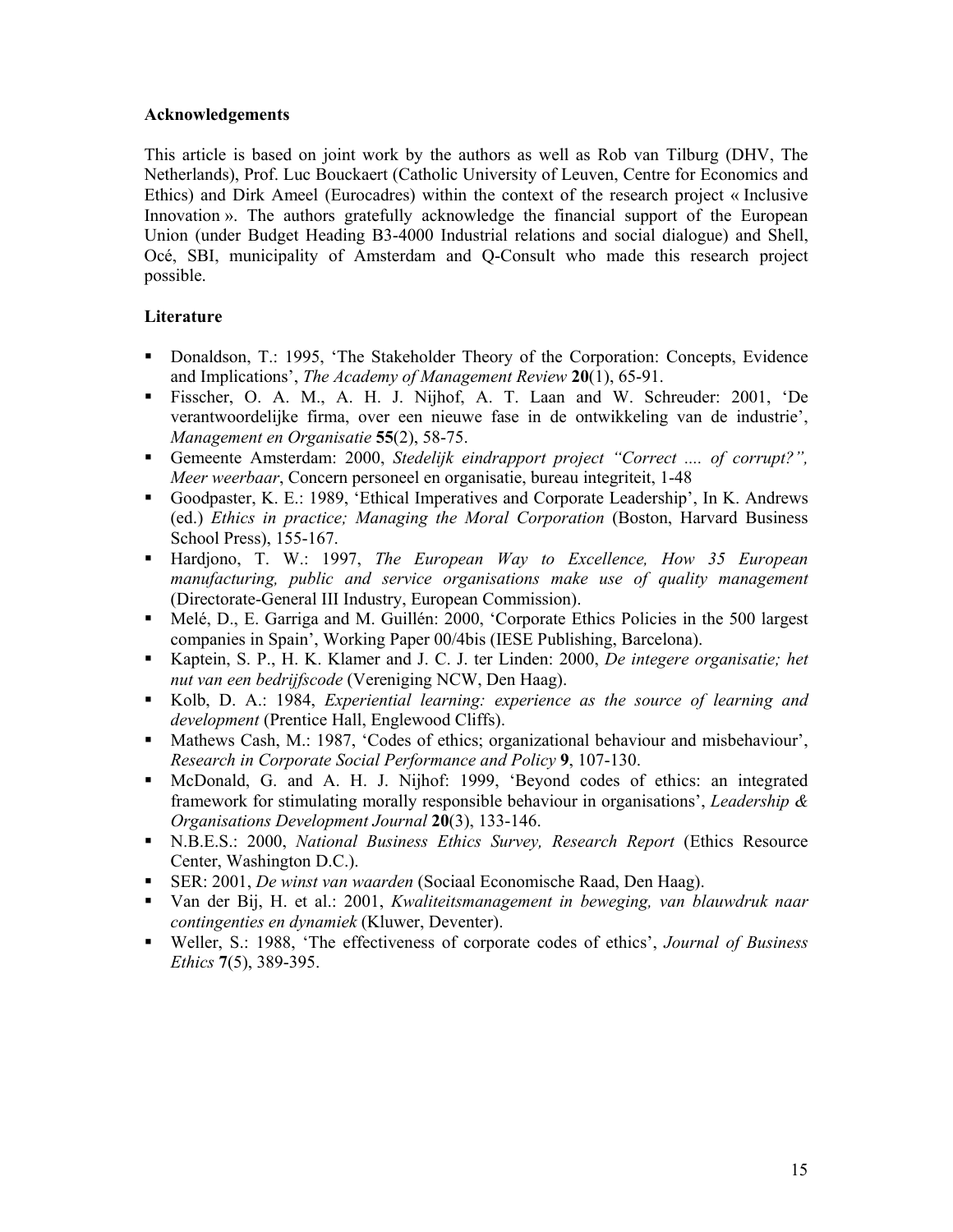**Acknowledgements**

This article is based on joint work by the authors as well as Rob van Tilburg (DHV, The Netherlands), Prof. Luc Bouckaert (Catholic University of Leuven, Centre for Economics and Ethics) and Dirk Ameel (Eurocadres) within the context of the research project « Inclusive Innovation ». The authors gratefully acknowledge the financial support of the European Union (under Budget Heading B3-4000 Industrial relations and social dialogue) and Shell, Océ, SBI, municipality of Amsterdam and Q-Consult who made this research project possible.

**Literature**

- Donaldson, T.: 1995, 'The Stakeholder Theory of the Corporation: Concepts, Evidence and Implications', *The Academy of Management Review* **20**(1), 65-91.
- Fisscher, O. A. M., A. H. J. Nijhof, A. T. Laan and W. Schreuder: 2001, 'De verantwoordelijke firma, over een nieuwe fase in de ontwikkeling van de industrie', *Management en Organisatie* **55**(2), 58-75.
- Gemeente Amsterdam: 2000, *Stedelijk eindrapport project "Correct .... of corrupt?", Meer weerbaar*, Concern personeel en organisatie, bureau integriteit, 1-48
- Goodpaster, K. E.: 1989, 'Ethical Imperatives and Corporate Leadership', In K. Andrews (ed.) *Ethics in practice; Managing the Moral Corporation* (Boston, Harvard Business School Press), 155-167.
- Hardjono, T. W.: 1997, *The European Way to Excellence, How 35 European manufacturing, public and service organisations make use of quality management* (Directorate-General III Industry, European Commission).
- Melé, D., E. Garriga and M. Guillén: 2000, 'Corporate Ethics Policies in the 500 largest companies in Spain', Working Paper 00/4bis (IESE Publishing, Barcelona).
- Kaptein, S. P., H. K. Klamer and J. C. J. ter Linden: 2000, *De integere organisatie; het nut van een bedrijfscode* (Vereniging NCW, Den Haag).
- Kolb, D. A.: 1984, *Experiential learning: experience as the source of learning and development* (Prentice Hall, Englewood Cliffs).
- Mathews Cash, M.: 1987, 'Codes of ethics; organizational behaviour and misbehaviour', *Research in Corporate Social Performance and Policy* **9**, 107-130.
- McDonald, G. and A. H. J. Nijhof: 1999, 'Beyond codes of ethics: an integrated framework for stimulating morally responsible behaviour in organisations', *Leadership & Organisations Development Journal* **20**(3), 133-146.
- N.B.E.S.: 2000, *National Business Ethics Survey, Research Report* (Ethics Resource Center, Washington D.C.).
- SER: 2001, *De winst van waarden* (Sociaal Economische Raad, Den Haag).
- Van der Bij, H. et al.: 2001, *Kwaliteitsmanagement in beweging, van blauwdruk naar contingenties en dynamiek* (Kluwer, Deventer).
- Weller, S.: 1988, 'The effectiveness of corporate codes of ethics', *Journal of Business Ethics* **7**(5), 389-395.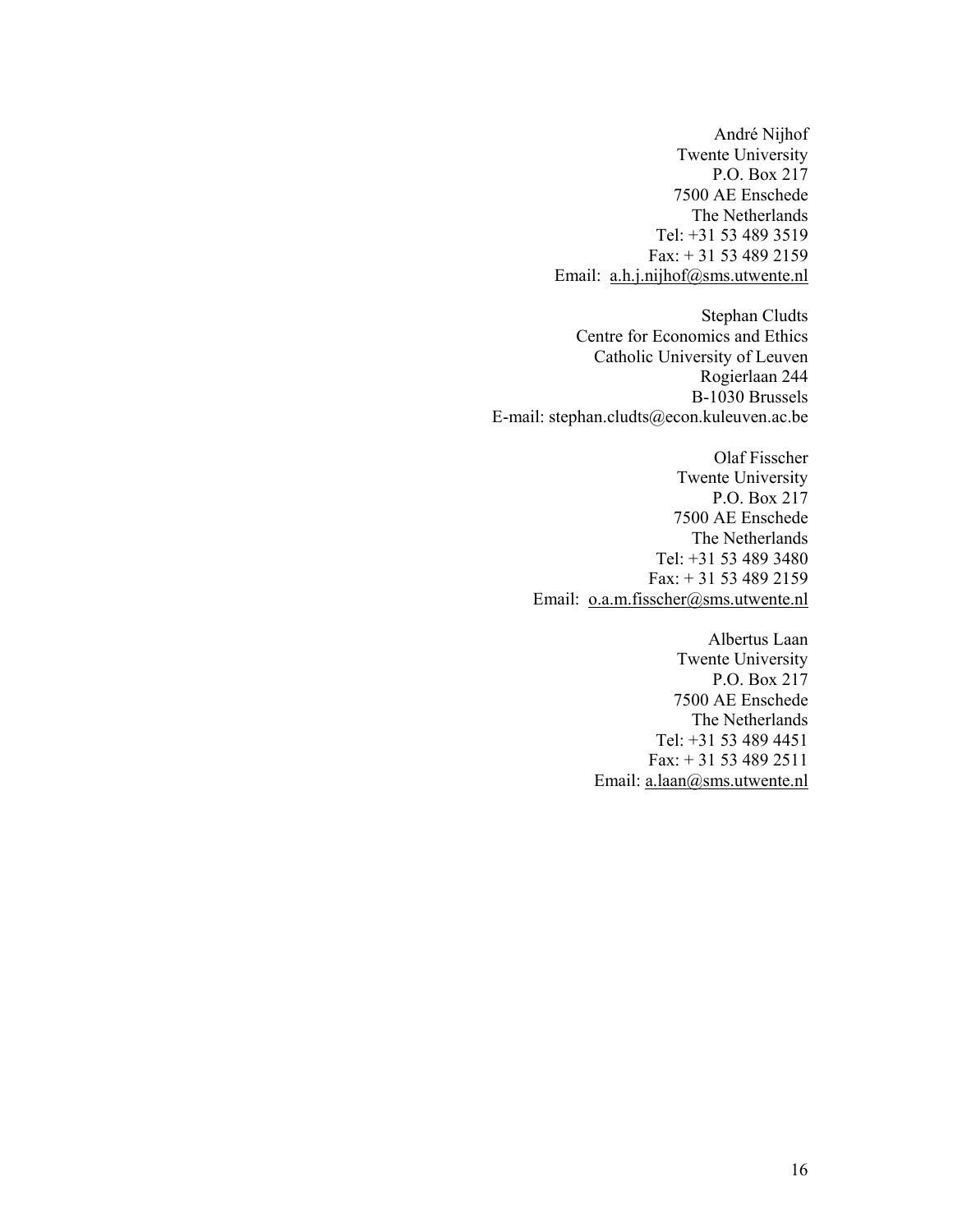André Nijhof  
Twente University  
P.O. Box 217  
7500 AE Enschede  
The Netherlands  
Tel: +31 53 489 3519  
Fax: + 31 53 489 2159  
Email: a.h.j.nijhof@sms.utwente.nl

Stephan Cludts  
Centre for Economics and Ethics  
Catholic University of Leuven  
Rogierlaan 244  
B-1030 Brussels  
E-mail: stephan.cludts@econ.kuleuven.ac.be

Olaf Fisscher  
Twente University  
P.O. Box 217  
7500 AE Enschede  
The Netherlands  
Tel: +31 53 489 3480  
Fax: + 31 53 489 2159  
Email: o.a.m.fisscher@sms.utwente.nl

Albertus Laan  
Twente University  
P.O. Box 217  
7500 AE Enschede  
The Netherlands  
Tel: +31 53 489 4451  
Fax: + 31 53 489 2511  
Email: a.laan@sms.utwente.nl